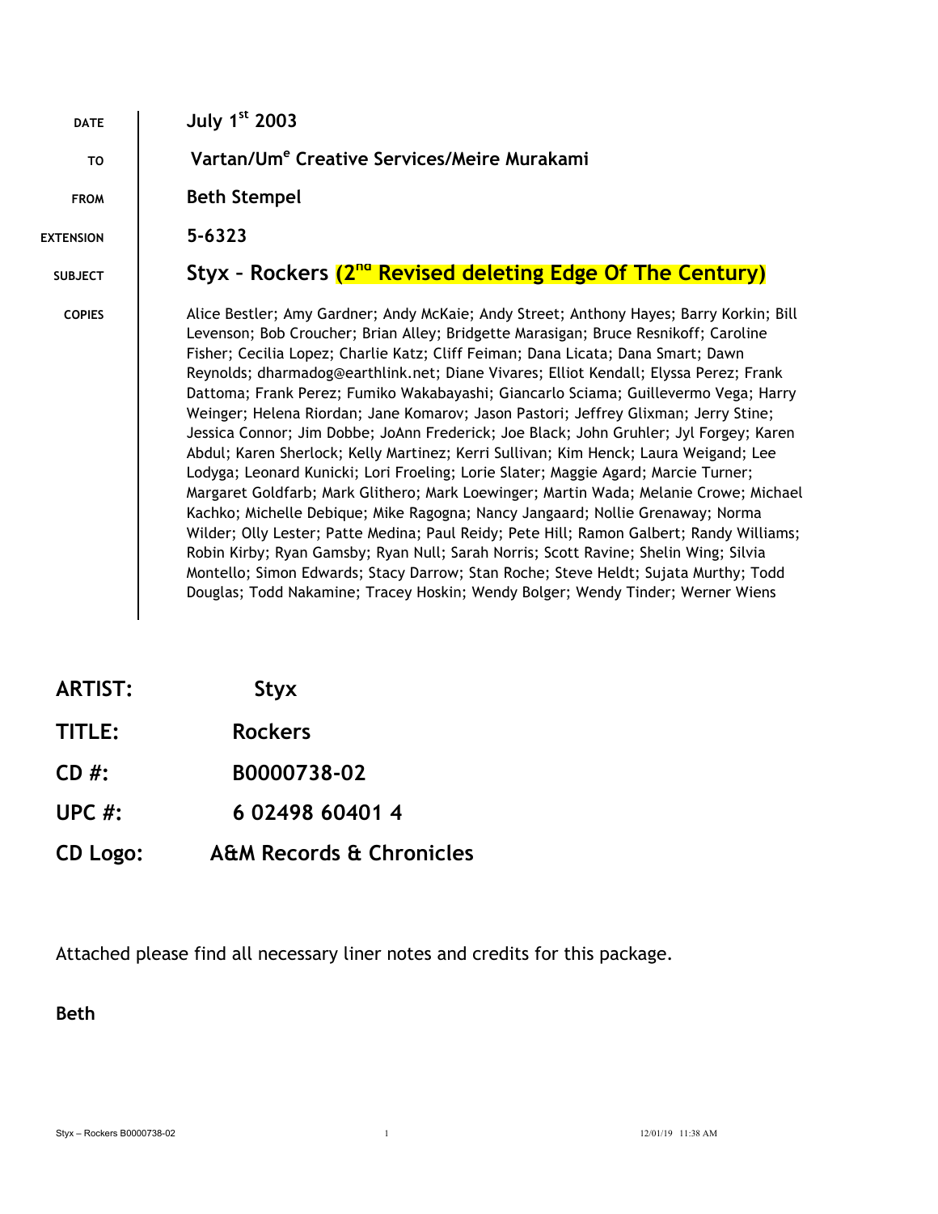| | |
|---|---|
| DATE | **July 1st 2003** |
| TO | **Vartan/Um$^e$ Creative Services/Meire Murakami** |
| FROM | **Beth Stempel** |
| EXTENSION | **5-6323** |
| SUBJECT | **Styx – Rockers (2nd Revised deleting Edge Of The Century)** |
| COPIES | Alice Bestler; Amy Gardner; Andy McKaie; Andy Street; Anthony Hayes; Barry Korkin; Bill Levenson; Bob Croucher; Brian Alley; Bridgette Marasigan; Bruce Resnikoff; Caroline Fisher; Cecilia Lopez; Charlie Katz; Cliff Feiman; Dana Licata; Dana Smart; Dawn Reynolds; dharmadog@earthlink.net; Diane Vivares; Elliot Kendall; Elyssa Perez; Frank Dattoma; Frank Perez; Fumiko Wakabayashi; Giancarlo Sciama; Guillevermo Vega; Harry Weinger; Helena Riordan; Jane Komarov; Jason Pastori; Jeffrey Glixman; Jerry Stine; Jessica Connor; Jim Dobbe; JoAnn Frederick; Joe Black; John Gruhler; Jyl Forgey; Karen Abdul; Karen Sherlock; Kelly Martinez; Kerri Sullivan; Kim Henck; Laura Weigand; Lee Lodyga; Leonard Kunicki; Lori Froeling; Lorie Slater; Maggie Agard; Marcie Turner; Margaret Goldfarb; Mark Glithero; Mark Loewinger; Martin Wada; Melanie Crowe; Michael Kachko; Michelle Debique; Mike Ragogna; Nancy Jangaard; Nollie Grenaway; Norma Wilder; Olly Lester; Patte Medina; Paul Reidy; Pete Hill; Ramon Galbert; Randy Williams; Robin Kirby; Ryan Gamsby; Ryan Null; Sarah Norris; Scott Ravine; Shelin Wing; Silvia Montello; Simon Edwards; Stacy Darrow; Stan Roche; Steve Heldt; Sujata Murthy; Todd Douglas; Todd Nakamine; Tracey Hoskin; Wendy Bolger; Wendy Tinder; Werner Wiens |

**ARTIST:** **Styx**

**TITLE:** **Rockers**

**CD #:** **B0000738-02**

**UPC #:** **6 02498 60401 4**

**CD Logo:** **A&M Records & Chronicles**

Attached please find all necessary liner notes and credits for this package.

**Beth**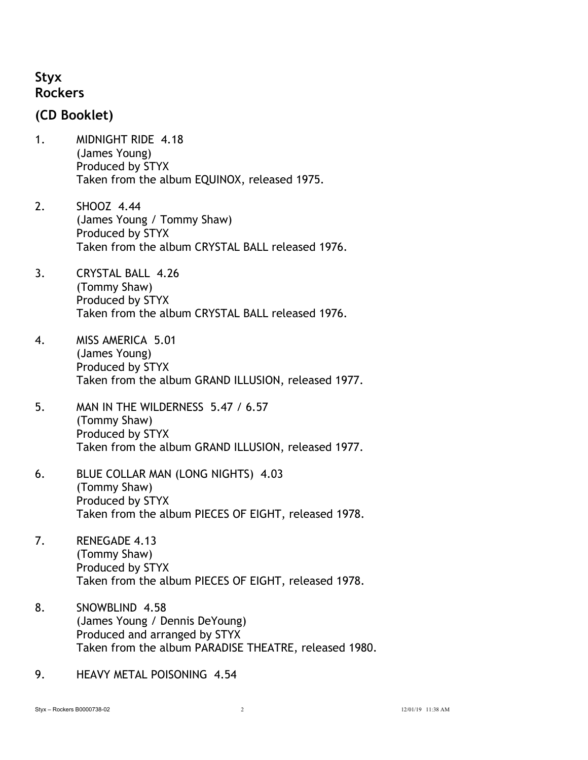**Styx**
**Rockers**

## (CD Booklet)

1. MIDNIGHT RIDE 4.18
   (James Young)
   Produced by STYX
   Taken from the album EQUINOX, released 1975.

2. SHOOZ 4.44
   (James Young / Tommy Shaw)
   Produced by STYX
   Taken from the album CRYSTAL BALL released 1976.

3. CRYSTAL BALL 4.26
   (Tommy Shaw)
   Produced by STYX
   Taken from the album CRYSTAL BALL released 1976.

4. MISS AMERICA 5.01
   (James Young)
   Produced by STYX
   Taken from the album GRAND ILLUSION, released 1977.

5. MAN IN THE WILDERNESS 5.47 / 6.57
   (Tommy Shaw)
   Produced by STYX
   Taken from the album GRAND ILLUSION, released 1977.

6. BLUE COLLAR MAN (LONG NIGHTS) 4.03
   (Tommy Shaw)
   Produced by STYX
   Taken from the album PIECES OF EIGHT, released 1978.

7. RENEGADE 4.13
   (Tommy Shaw)
   Produced by STYX
   Taken from the album PIECES OF EIGHT, released 1978.

8. SNOWBLIND 4.58
   (James Young / Dennis DeYoung)
   Produced and arranged by STYX
   Taken from the album PARADISE THEATRE, released 1980.

9. HEAVY METAL POISONING 4.54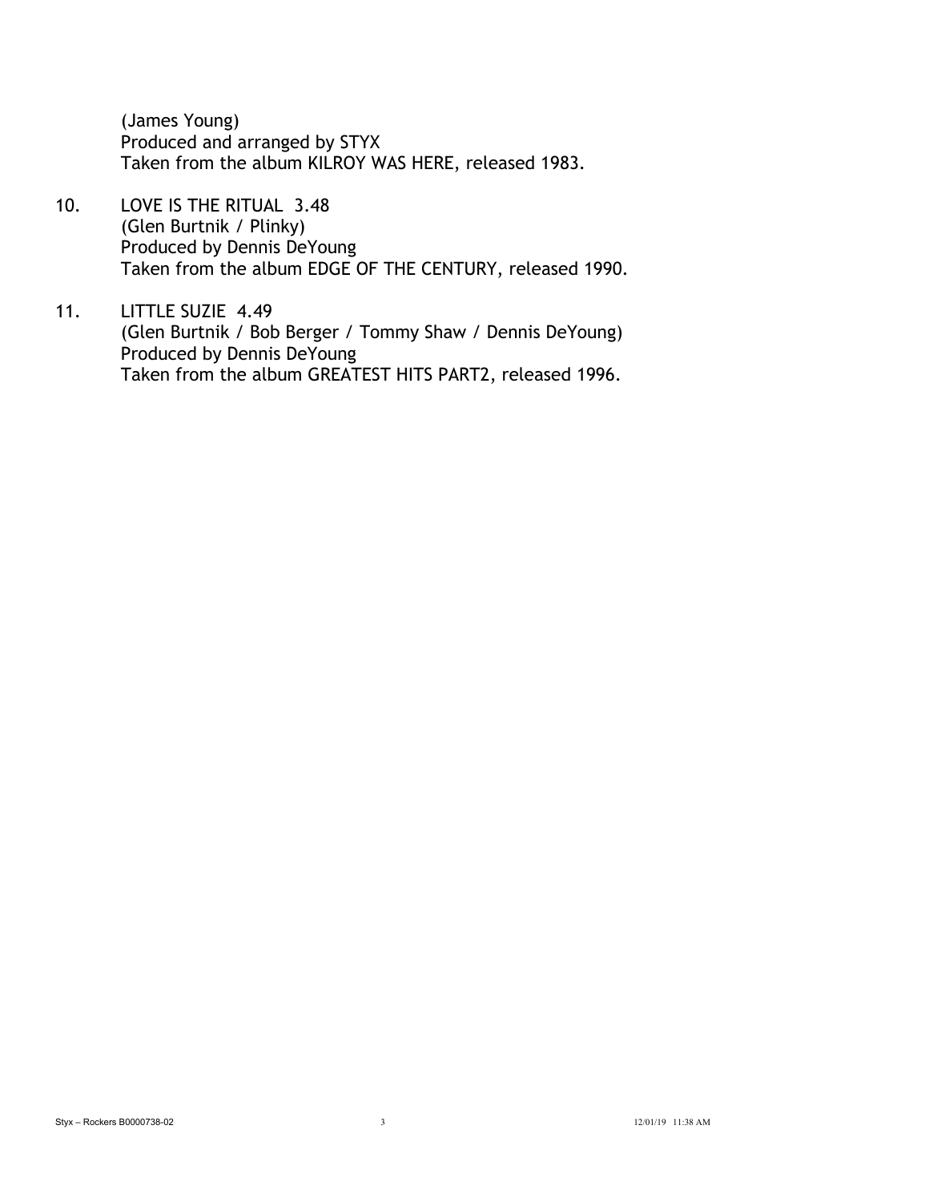(James Young)
Produced and arranged by STYX
Taken from the album KILROY WAS HERE, released 1983.

10. LOVE IS THE RITUAL 3.48
    (Glen Burtnik / Plinky)
    Produced by Dennis DeYoung
    Taken from the album EDGE OF THE CENTURY, released 1990.

11. LITTLE SUZIE 4.49
    (Glen Burtnik / Bob Berger / Tommy Shaw / Dennis DeYoung)
    Produced by Dennis DeYoung
    Taken from the album GREATEST HITS PART2, released 1996.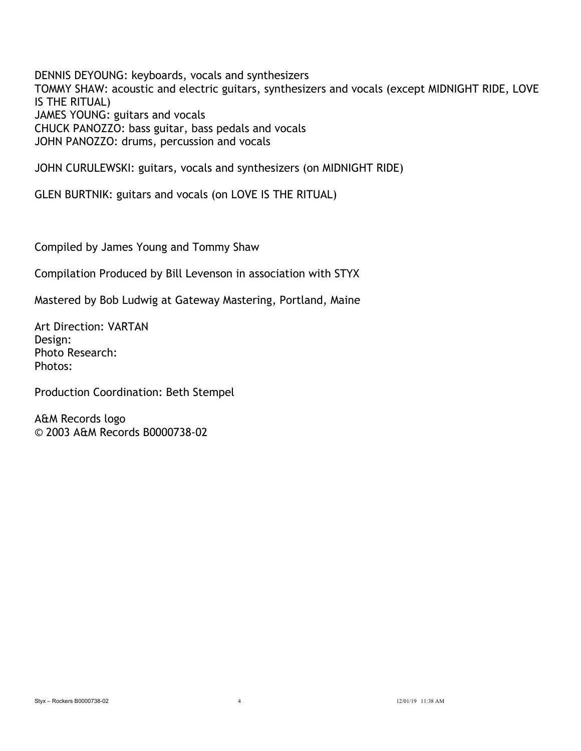DENNIS DEYOUNG: keyboards, vocals and synthesizers
TOMMY SHAW: acoustic and electric guitars, synthesizers and vocals (except MIDNIGHT RIDE, LOVE IS THE RITUAL)
JAMES YOUNG: guitars and vocals
CHUCK PANOZZO: bass guitar, bass pedals and vocals
JOHN PANOZZO: drums, percussion and vocals

JOHN CURULEWSKI: guitars, vocals and synthesizers (on MIDNIGHT RIDE)

GLEN BURTNIK: guitars and vocals (on LOVE IS THE RITUAL)

Compiled by James Young and Tommy Shaw

Compilation Produced by Bill Levenson in association with STYX

Mastered by Bob Ludwig at Gateway Mastering, Portland, Maine

Art Direction: VARTAN
Design:
Photo Research:
Photos:

Production Coordination: Beth Stempel

A&M Records logo
© 2003 A&M Records B0000738-02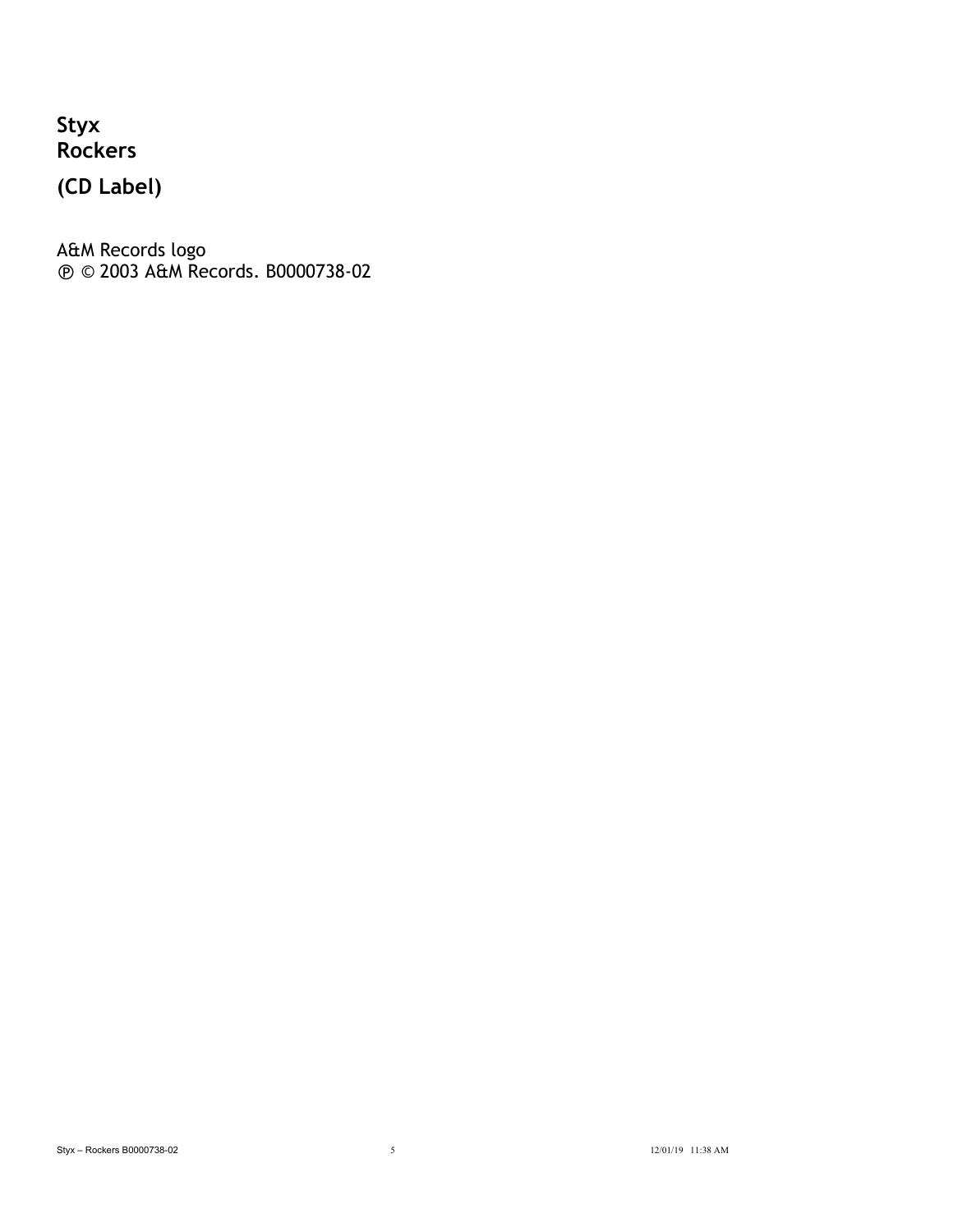**Styx**
**Rockers**

## (CD Label)

A&M Records logo
℗ © 2003 A&M Records. B0000738-02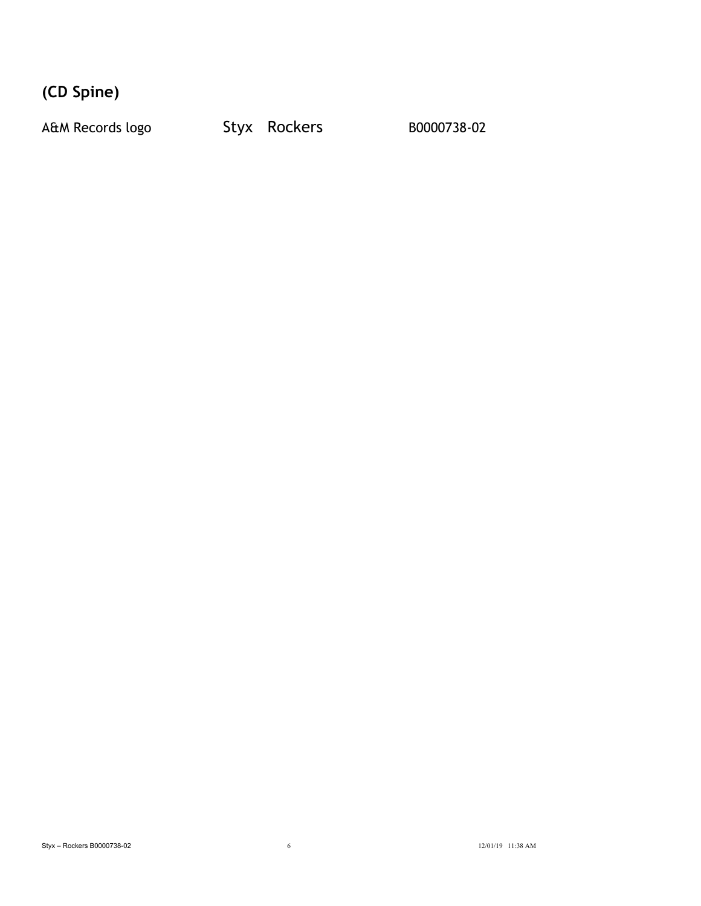**(CD Spine)**

A&M Records logo    Styx  Rockers    B0000738-02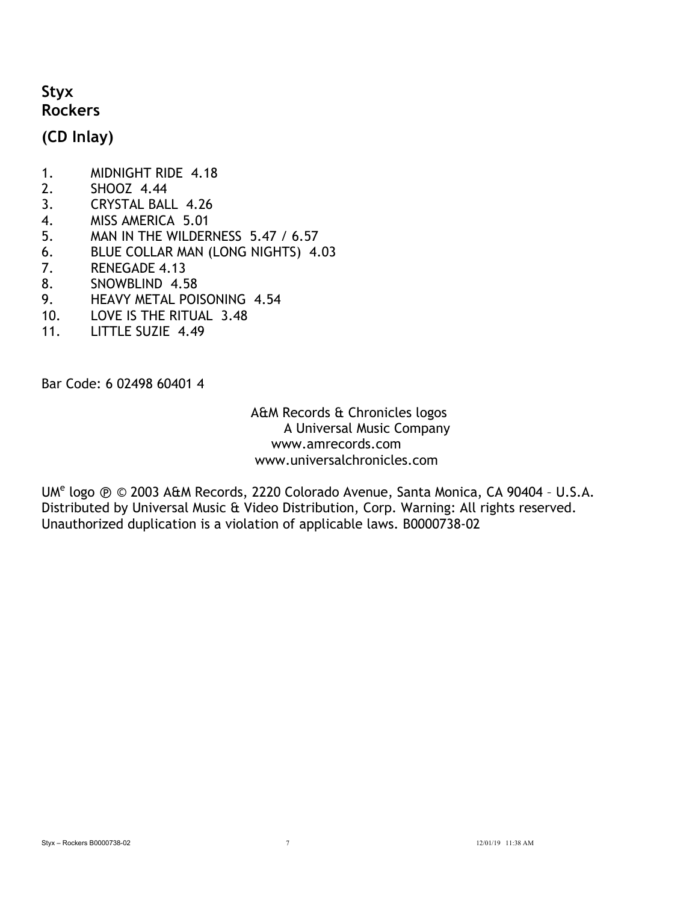**Styx**
**Rockers**

## (CD Inlay)

1. MIDNIGHT RIDE 4.18
2. SHOOZ 4.44
3. CRYSTAL BALL 4.26
4. MISS AMERICA 5.01
5. MAN IN THE WILDERNESS 5.47 / 6.57
6. BLUE COLLAR MAN (LONG NIGHTS) 4.03
7. RENEGADE 4.13
8. SNOWBLIND 4.58
9. HEAVY METAL POISONING 4.54
10. LOVE IS THE RITUAL 3.48
11. LITTLE SUZIE 4.49

Bar Code: 6 02498 60401 4

A&M Records & Chronicles logos
A Universal Music Company
www.amrecords.com
www.universalchronicles.com

UM[e] logo ℗ © 2003 A&M Records, 2220 Colorado Avenue, Santa Monica, CA 90404 – U.S.A. Distributed by Universal Music & Video Distribution, Corp. Warning: All rights reserved. Unauthorized duplication is a violation of applicable laws. B0000738-02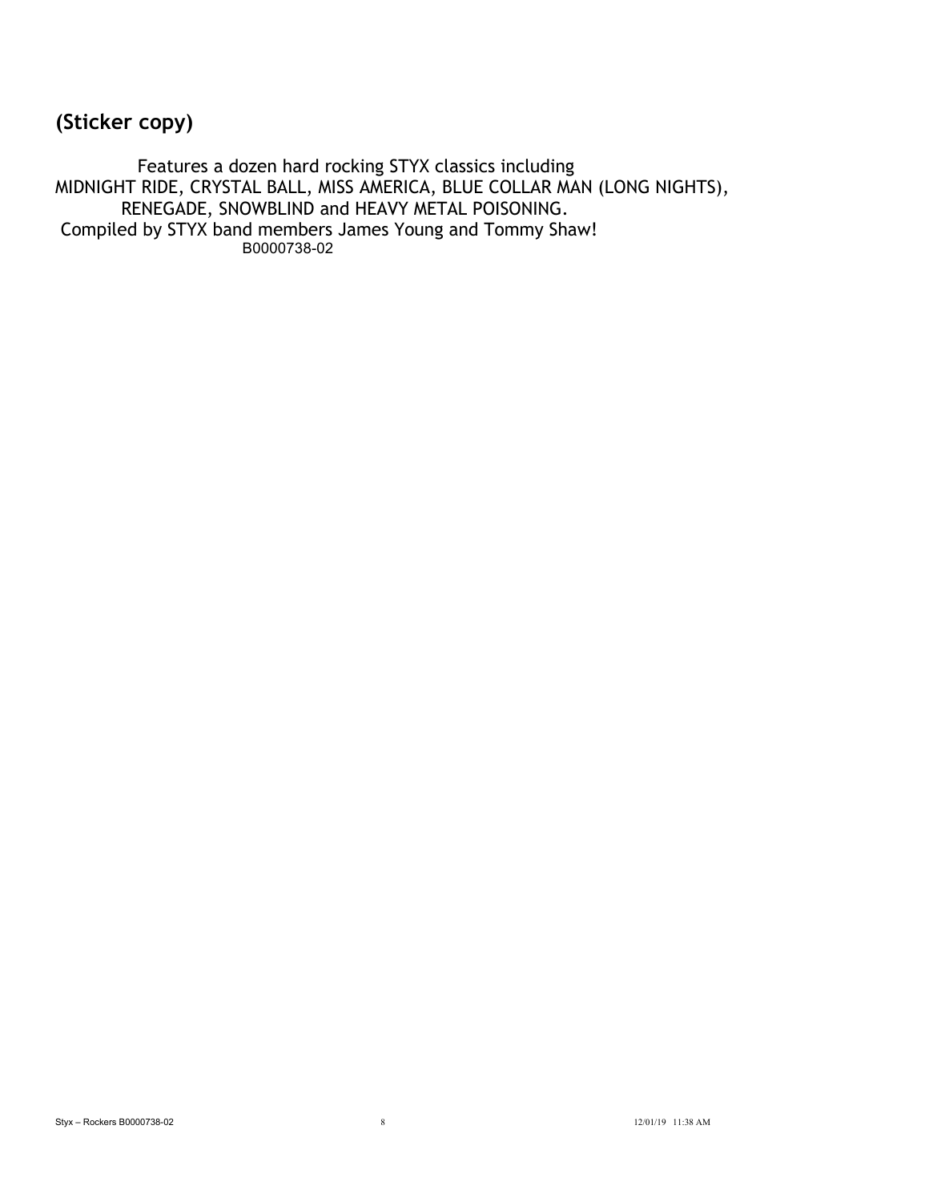**(Sticker copy)**

Features a dozen hard rocking STYX classics including
MIDNIGHT RIDE, CRYSTAL BALL, MISS AMERICA, BLUE COLLAR MAN (LONG NIGHTS),
RENEGADE, SNOWBLIND and HEAVY METAL POISONING.
Compiled by STYX band members James Young and Tommy Shaw!
B0000738-02